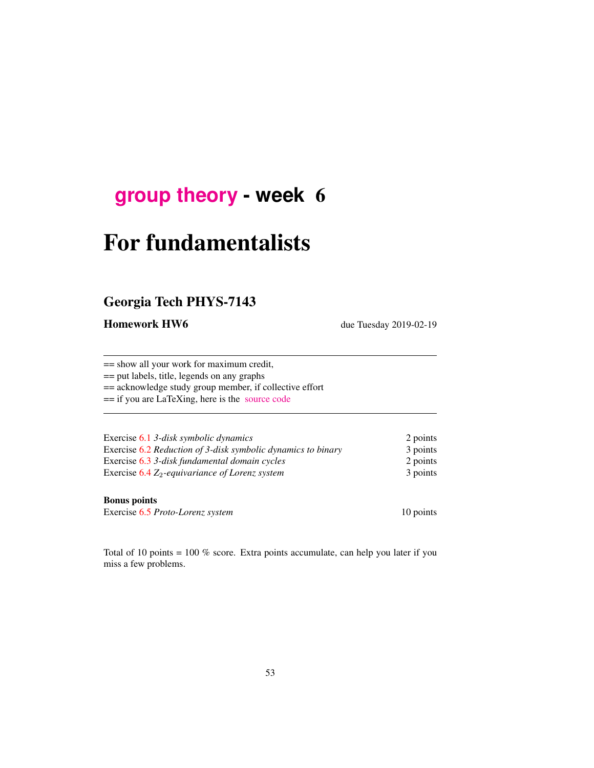# group theory - week 6

# For fundamentalists

## Georgia Tech PHYS-7143

**Homework HW6** due Tuesday 2019-02-19

---

== show all your work for maximum credit,
== put labels, title, legends on any graphs
== acknowledge study group member, if collective effort
== if you are LaTeXing, here is the source code

---

| | |
|---|---|
| Exercise 6.1 *3-disk symbolic dynamics* | 2 points |
| Exercise 6.2 *Reduction of 3-disk symbolic dynamics to binary* | 3 points |
| Exercise 6.3 *3-disk fundamental domain cycles* | 2 points |
| Exercise 6.4 *$Z_2$-equivariance of Lorenz system* | 3 points |

**Bonus points**

| | |
|---|---|
| Exercise 6.5 *Proto-Lorenz system* | 10 points |

Total of 10 points = 100 % score. Extra points accumulate, can help you later if you miss a few problems.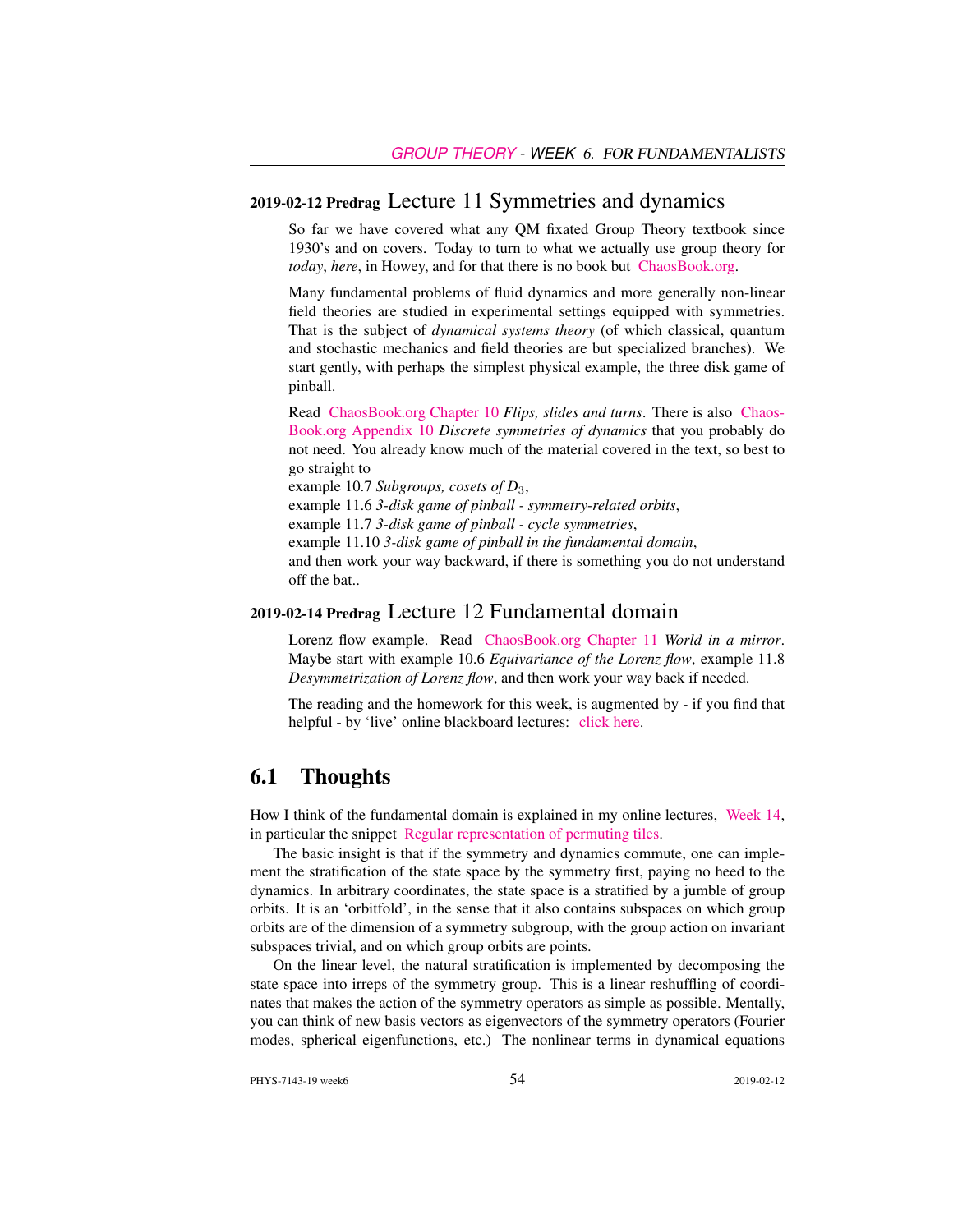### 2019-02-12 Predrag Lecture 11 Symmetries and dynamics

So far we have covered what any QM fixated Group Theory textbook since 1930's and on covers. Today to turn to what we actually use group theory for *today*, *here*, in Howey, and for that there is no book but ChaosBook.org.

Many fundamental problems of fluid dynamics and more generally non-linear field theories are studied in experimental settings equipped with symmetries. That is the subject of *dynamical systems theory* (of which classical, quantum and stochastic mechanics and field theories are but specialized branches). We start gently, with perhaps the simplest physical example, the three disk game of pinball.

Read ChaosBook.org Chapter 10 *Flips, slides and turns*. There is also ChaosBook.org Appendix 10 *Discrete symmetries of dynamics* that you probably do not need. You already know much of the material covered in the text, so best to go straight to
example 10.7 *Subgroups, cosets of $D_3$*,
example 11.6 *3-disk game of pinball - symmetry-related orbits*,
example 11.7 *3-disk game of pinball - cycle symmetries*,
example 11.10 *3-disk game of pinball in the fundamental domain*,
and then work your way backward, if there is something you do not understand off the bat..

### 2019-02-14 Predrag Lecture 12 Fundamental domain

Lorenz flow example. Read ChaosBook.org Chapter 11 *World in a mirror*. Maybe start with example 10.6 *Equivariance of the Lorenz flow*, example 11.8 *Desymmetrization of Lorenz flow*, and then work your way back if needed.

The reading and the homework for this week, is augmented by - if you find that helpful - by 'live' online blackboard lectures: click here.

## 6.1 Thoughts

How I think of the fundamental domain is explained in my online lectures, Week 14, in particular the snippet Regular representation of permuting tiles.

The basic insight is that if the symmetry and dynamics commute, one can implement the stratification of the state space by the symmetry first, paying no heed to the dynamics. In arbitrary coordinates, the state space is a stratified by a jumble of group orbits. It is an 'orbitfold', in the sense that it also contains subspaces on which group orbits are of the dimension of a symmetry subgroup, with the group action on invariant subspaces trivial, and on which group orbits are points.

On the linear level, the natural stratification is implemented by decomposing the state space into irreps of the symmetry group. This is a linear reshuffling of coordinates that makes the action of the symmetry operators as simple as possible. Mentally, you can think of new basis vectors as eigenvectors of the symmetry operators (Fourier modes, spherical eigenfunctions, etc.) The nonlinear terms in dynamical equations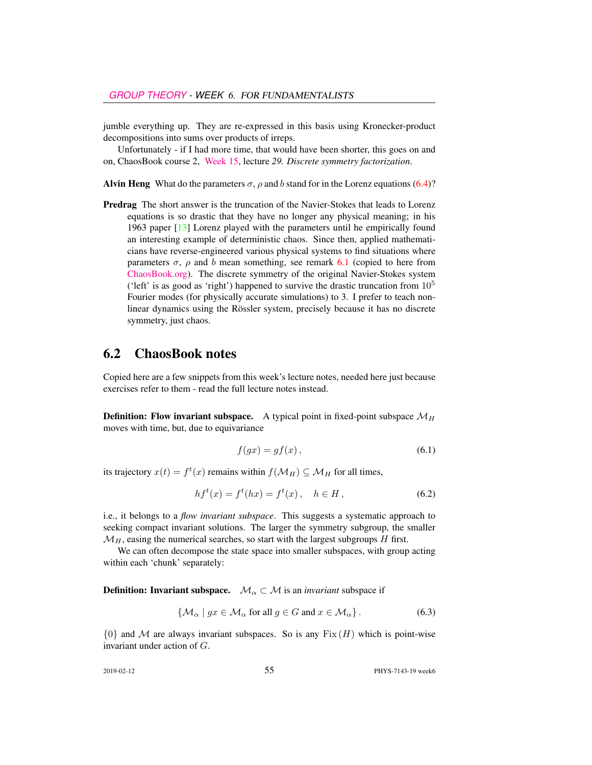jumble everything up. They are re-expressed in this basis using Kronecker-product decompositions into sums over products of irreps.

Unfortunately - if I had more time, that would have been shorter, this goes on and on, ChaosBook course 2, Week 15, lecture *29. Discrete symmetry factorization*.

**Alvin Heng** What do the parameters $\sigma$, $\rho$ and $b$ stand for in the Lorenz equations (6.4)?

**Predrag** The short answer is the truncation of the Navier-Stokes that leads to Lorenz equations is so drastic that they have no longer any physical meaning; in his 1963 paper [13] Lorenz played with the parameters until he empirically found an interesting example of deterministic chaos. Since then, applied mathematicians have reverse-engineered various physical systems to find situations where parameters $\sigma$, $\rho$ and $b$ mean something, see remark 6.1 (copied to here from ChaosBook.org). The discrete symmetry of the original Navier-Stokes system ('left' is as good as 'right') happened to survive the drastic truncation from $10^5$ Fourier modes (for physically accurate simulations) to 3. I prefer to teach nonlinear dynamics using the Rössler system, precisely because it has no discrete symmetry, just chaos.

## 6.2 ChaosBook notes

Copied here are a few snippets from this week's lecture notes, needed here just because exercises refer to them - read the full lecture notes instead.

**Definition: Flow invariant subspace.** A typical point in fixed-point subspace $\mathcal{M}_H$ moves with time, but, due to equivariance

$$f(gx) = gf(x)\,, \tag{6.1}$$

its trajectory $x(t) = f^t(x)$ remains within $f(\mathcal{M}_H) \subseteq \mathcal{M}_H$ for all times,

$$hf^t(x) = f^t(hx) = f^t(x)\,, \quad h \in H\,, \tag{6.2}$$

i.e., it belongs to a *flow invariant subspace*. This suggests a systematic approach to seeking compact invariant solutions. The larger the symmetry subgroup, the smaller $\mathcal{M}_H$, easing the numerical searches, so start with the largest subgroups $H$ first.

We can often decompose the state space into smaller subspaces, with group acting within each 'chunk' separately:

**Definition: Invariant subspace.** $\mathcal{M}_\alpha \subset \mathcal{M}$ is an *invariant* subspace if

$$\{\mathcal{M}_\alpha \mid gx \in \mathcal{M}_\alpha \text{ for all } g \in G \text{ and } x \in \mathcal{M}_\alpha\}\,. \tag{6.3}$$

$\{0\}$ and $\mathcal{M}$ are always invariant subspaces. So is any $\mathrm{Fix}\,(H)$ which is point-wise invariant under action of $G$.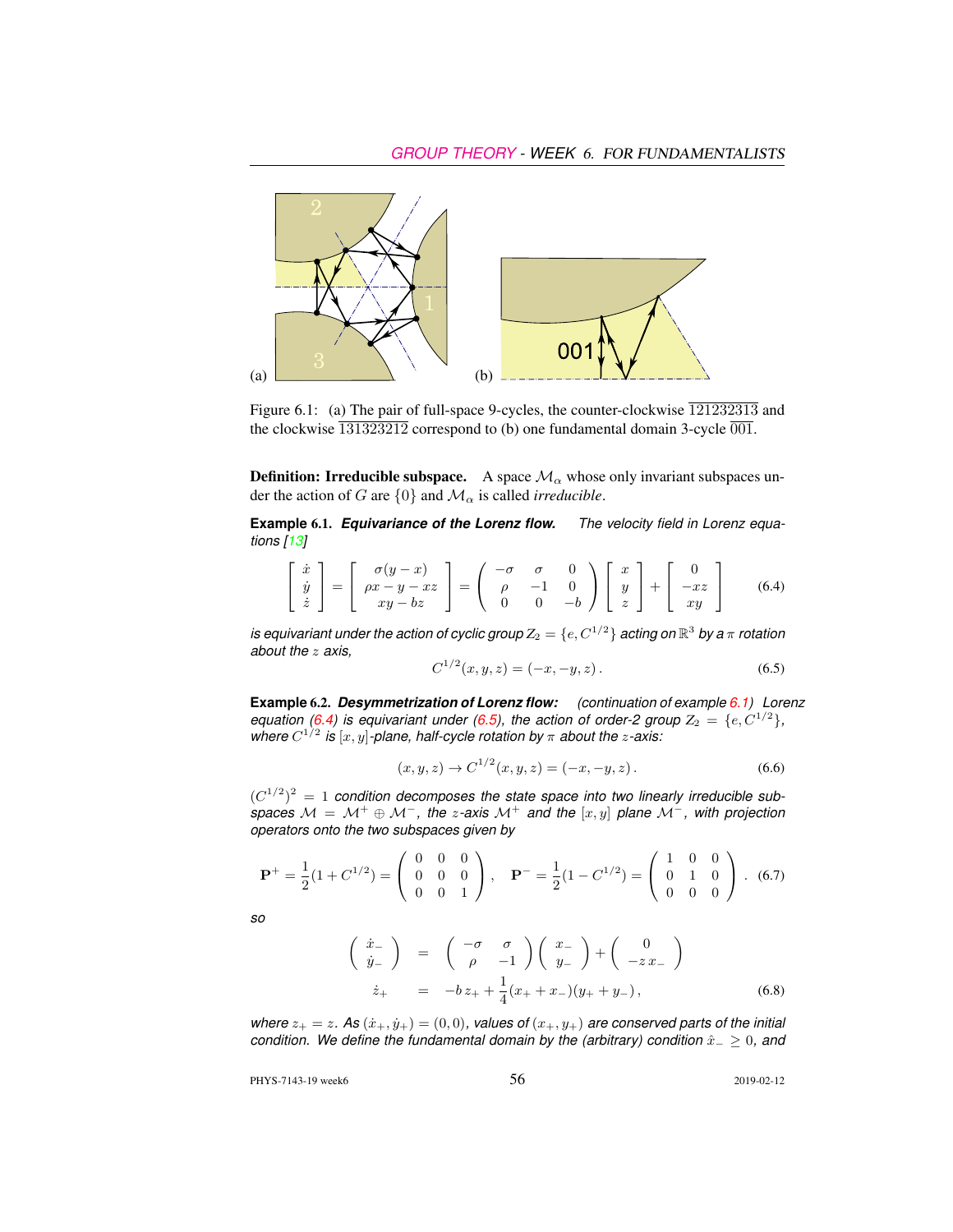Figure 6.1: (a) The pair of full-space 9-cycles, the counter-clockwise $\overline{121232313}$ and the clockwise $\overline{131323212}$ correspond to (b) one fundamental domain 3-cycle $\overline{001}$.

**Definition: Irreducible subspace.** A space $\mathcal{M}_\alpha$ whose only invariant subspaces under the action of $G$ are $\{0\}$ and $\mathcal{M}_\alpha$ is called *irreducible*.

**Example 6.1.** ***Equivariance of the Lorenz flow.*** *The velocity field in Lorenz equations [13]*

$$
\begin{bmatrix} \dot{x} \\ \dot{y} \\ \dot{z} \end{bmatrix} = \begin{bmatrix} \sigma(y-x) \\ \rho x - y - xz \\ xy - bz \end{bmatrix} = \begin{pmatrix} -\sigma & \sigma & 0 \\ \rho & -1 & 0 \\ 0 & 0 & -b \end{pmatrix} \begin{bmatrix} x \\ y \\ z \end{bmatrix} + \begin{bmatrix} 0 \\ -xz \\ xy \end{bmatrix} \tag{6.4}
$$

*is equivariant under the action of cyclic group $Z_2 = \{e, C^{1/2}\}$ acting on $\mathbb{R}^3$ by a $\pi$ rotation about the $z$ axis,*

$$
C^{1/2}(x,y,z) = (-x,-y,z)\,. \tag{6.5}
$$

**Example 6.2.** ***Desymmetrization of Lorenz flow:*** *(continuation of example 6.1) Lorenz equation (6.4) is equivariant under (6.5), the action of order-2 group $Z_2 = \{e, C^{1/2}\}$, where $C^{1/2}$ is $[x,y]$-plane, half-cycle rotation by $\pi$ about the $z$-axis:*

$$
(x,y,z) \to C^{1/2}(x,y,z) = (-x,-y,z)\,. \tag{6.6}
$$

*$(C^{1/2})^2 = 1$ condition decomposes the state space into two linearly irreducible subspaces $\mathcal{M} = \mathcal{M}^+ \oplus \mathcal{M}^-$, the $z$-axis $\mathcal{M}^+$ and the $[x,y]$ plane $\mathcal{M}^-$, with projection operators onto the two subspaces given by*

$$
\mathbf{P}^+ = \frac{1}{2}(1 + C^{1/2}) = \begin{pmatrix} 0 & 0 & 0 \\ 0 & 0 & 0 \\ 0 & 0 & 1 \end{pmatrix}, \quad \mathbf{P}^- = \frac{1}{2}(1 - C^{1/2}) = \begin{pmatrix} 1 & 0 & 0 \\ 0 & 1 & 0 \\ 0 & 0 & 0 \end{pmatrix}. \tag{6.7}
$$

*so*

$$
\begin{aligned}
\begin{pmatrix} \dot{x}_- \\ \dot{y}_- \end{pmatrix} &= \begin{pmatrix} -\sigma & \sigma \\ \rho & -1 \end{pmatrix} \begin{pmatrix} x_- \\ y_- \end{pmatrix} + \begin{pmatrix} 0 \\ -z\,x_- \end{pmatrix} \\
\dot{z}_+ &= -b\,z_+ + \frac{1}{4}(x_+ + x_-)(y_+ + y_-)\,,
\end{aligned} \tag{6.8}
$$

*where $z_+ = z$. As $(\dot{x}_+, \dot{y}_+) = (0,0)$, values of $(x_+, y_+)$ are conserved parts of the initial condition. We define the fundamental domain by the (arbitrary) condition $\hat{x}_- \geq 0$, and*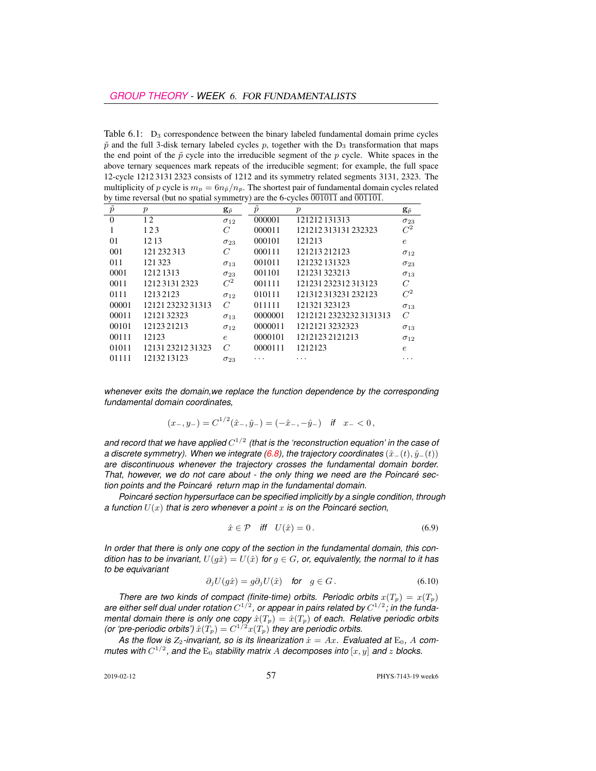Table 6.1: $D_3$ correspondence between the binary labeled fundamental domain prime cycles $\tilde{p}$ and the full 3-disk ternary labeled cycles $p$, together with the $D_3$ transformation that maps the end point of the $\tilde{p}$ cycle into the irreducible segment of the $p$ cycle. White spaces in the above ternary sequences mark repeats of the irreducible segment; for example, the full space 12-cycle 1212 3131 2323 consists of 1212 and its symmetry related segments 3131, 2323. The multiplicity of $p$ cycle is $m_p = 6n_{\tilde{p}}/n_p$. The shortest pair of fundamental domain cycles related by time reversal (but no spatial symmetry) are the 6-cycles $\overline{001011}$ and $\overline{001101}$.

| $\tilde{p}$ | $p$ | $\mathbf{g}_{\tilde{p}}$ | $\tilde{p}$ | $p$ | $\mathbf{g}_{\tilde{p}}$ |
|---|---|---|---|---|---|
| 0 | 1 2 | $\sigma_{12}$ | 000001 | 121212 131313 | $\sigma_{23}$ |
| 1 | 1 2 3 | $C$ | 000011 | 121212 313131 232323 | $C^2$ |
| 01 | 12 13 | $\sigma_{23}$ | 000101 | 121213 | $e$ |
| 001 | 121 232 313 | $C$ | 000111 | 121213 212123 | $\sigma_{12}$ |
| 011 | 121 323 | $\sigma_{13}$ | 001011 | 121232 131323 | $\sigma_{23}$ |
| 0001 | 1212 1313 | $\sigma_{23}$ | 001101 | 121231 323213 | $\sigma_{13}$ |
| 0011 | 1212 3131 2323 | $C^2$ | 001111 | 121231 232312 313123 | $C$ |
| 0111 | 1213 2123 | $\sigma_{12}$ | 010111 | 121312 313231 232123 | $C^2$ |
| 00001 | 12121 23232 31313 | $C$ | 011111 | 121321 323123 | $\sigma_{13}$ |
| 00011 | 12121 32323 | $\sigma_{13}$ | 0000001 | 1212121 2323232 3131313 | $C$ |
| 00101 | 12123 21213 | $\sigma_{12}$ | 0000011 | 1212121 3232323 | $\sigma_{13}$ |
| 00111 | 12123 | $e$ | 0000101 | 1212123 2121213 | $\sigma_{12}$ |
| 01011 | 12131 23212 31323 | $C$ | 0000111 | 1212123 | $e$ |
| 01111 | 12132 13123 | $\sigma_{23}$ | $\cdots$ | $\cdots$ | $\cdots$ |

*whenever exits the domain,we replace the function dependence by the corresponding fundamental domain coordinates,*

$$(x_-, y_-) = C^{1/2}(\hat{x}_-, \hat{y}_-) = (-\hat{x}_-, -\hat{y}_-) \quad \textit{if} \quad x_- < 0\,,$$

*and record that we have applied $C^{1/2}$ (that is the 'reconstruction equation' in the case of a discrete symmetry). When we integrate (6.8), the trajectory coordinates $(\hat{x}_-(t), \hat{y}_-(t))$ are discontinuous whenever the trajectory crosses the fundamental domain border. That, however, we do not care about - the only thing we need are the Poincaré section points and the Poincaré return map in the fundamental domain.*

*Poincaré section hypersurface can be specified implicitly by a single condition, through a function $U(x)$ that is zero whenever a point $x$ is on the Poincaré section,*

$$\hat{x} \in \mathcal{P} \quad \textit{iff} \quad U(\hat{x}) = 0\,. \tag{6.9}$$

*In order that there is only one copy of the section in the fundamental domain, this condition has to be invariant, $U(g\hat{x}) = U(\hat{x})$ for $g \in G$, or, equivalently, the normal to it has to be equivariant*

$$\partial_j U(g\hat{x}) = g\partial_j U(\hat{x}) \quad \textit{for} \quad g \in G\,. \tag{6.10}$$

*There are two kinds of compact (finite-time) orbits. Periodic orbits $x(T_p) = x(T_p)$ are either self dual under rotation $C^{1/2}$, or appear in pairs related by $C^{1/2}$; in the fundamental domain there is only one copy $\hat{x}(T_p) = \hat{x}(T_p)$ of each. Relative periodic orbits (or 'pre-periodic orbits') $\hat{x}(T_p) = C^{1/2}x(T_p)$ they are periodic orbits.*

*As the flow is $Z_2$-invariant, so is its linearization $\dot{x} = Ax$. Evaluated at $E_0$, $A$ commutes with $C^{1/2}$, and the $E_0$ stability matrix $A$ decomposes into $[x, y]$ and $z$ blocks.*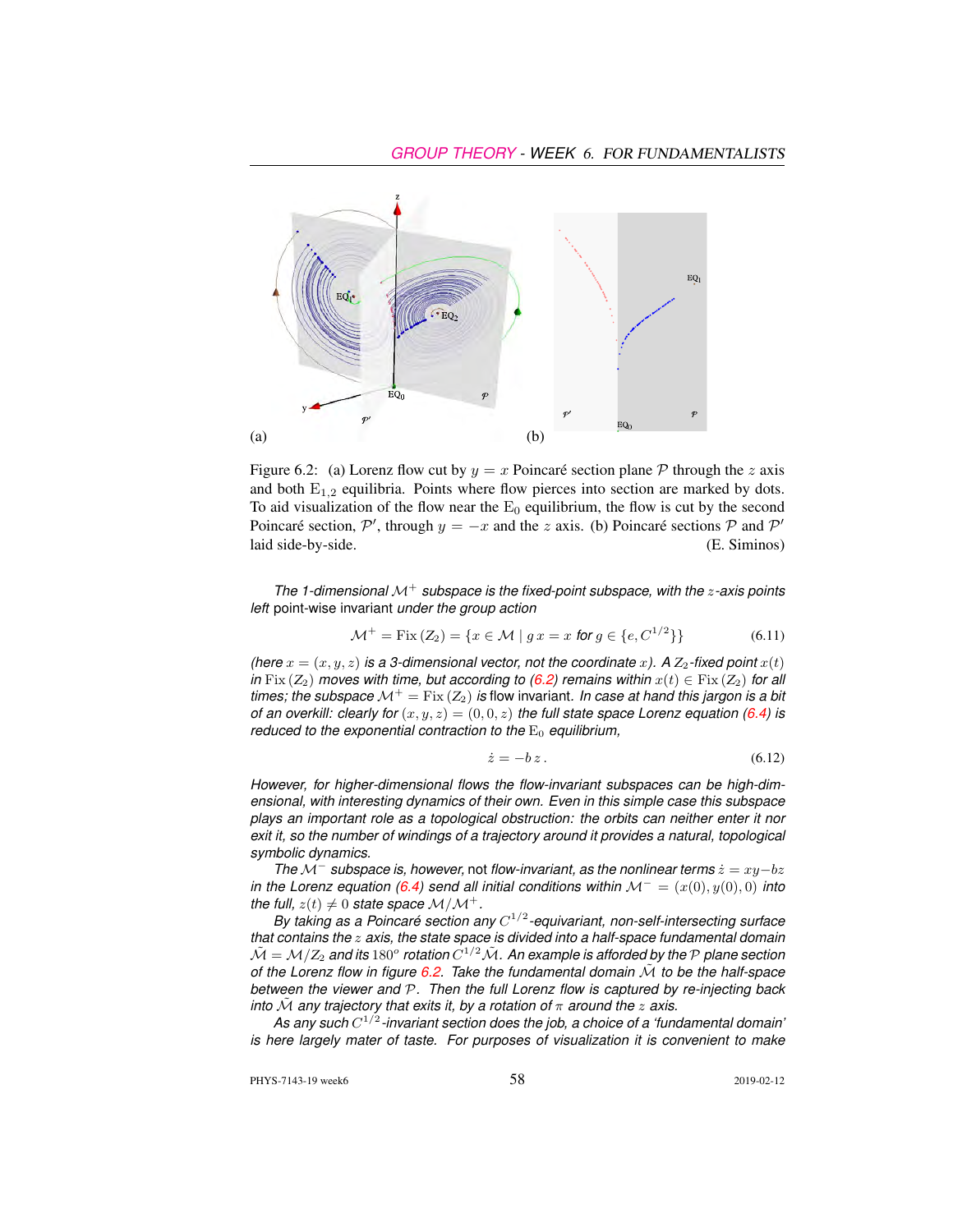(a) (b)

Figure 6.2: (a) Lorenz flow cut by $y = x$ Poincaré section plane $\mathcal{P}$ through the $z$ axis and both $\mathrm{E}_{1,2}$ equilibria. Points where flow pierces into section are marked by dots. To aid visualization of the flow near the $\mathrm{E}_0$ equilibrium, the flow is cut by the second Poincaré section, $\mathcal{P}'$, through $y = -x$ and the $z$ axis. (b) Poincaré sections $\mathcal{P}$ and $\mathcal{P}'$ laid side-by-side. (E. Siminos)

*The 1-dimensional $\mathcal{M}^+$ subspace is the fixed-point subspace, with the $z$-axis points* left *point-wise invariant under the group action*

$$\mathcal{M}^+ = \mathrm{Fix}\,(Z_2) = \{x \in \mathcal{M} \mid g\,x = x \text{ for } g \in \{e, C^{1/2}\}\} \tag{6.11}$$

*(here $x = (x, y, z)$ is a 3-dimensional vector, not the coordinate $x$). A $Z_2$-fixed point $x(t)$ in $\mathrm{Fix}\,(Z_2)$ moves with time, but according to (6.2) remains within $x(t) \in \mathrm{Fix}\,(Z_2)$ for all times; the subspace $\mathcal{M}^+ = \mathrm{Fix}\,(Z_2)$ is* flow invariant. *In case at hand this jargon is a bit of an overkill: clearly for $(x, y, z) = (0, 0, z)$ the full state space Lorenz equation (6.4) is reduced to the exponential contraction to the $\mathrm{E}_0$ equilibrium,*

$$\dot{z} = -b\,z\,. \tag{6.12}$$

*However, for higher-dimensional flows the flow-invariant subspaces can be high-dimensional, with interesting dynamics of their own. Even in this simple case this subspace plays an important role as a topological obstruction: the orbits can neither enter it nor exit it, so the number of windings of a trajectory around it provides a natural, topological symbolic dynamics.*

*The $\mathcal{M}^-$ subspace is, however,* not *flow-invariant, as the nonlinear terms $\dot{z} = xy - bz$ in the Lorenz equation (6.4) send all initial conditions within $\mathcal{M}^- = (x(0), y(0), 0)$ into the full, $z(t) \neq 0$ state space $\mathcal{M}/\mathcal{M}^+$.*

*By taking as a Poincaré section any $C^{1/2}$-equivariant, non-self-intersecting surface that contains the $z$ axis, the state space is divided into a half-space fundamental domain $\tilde{\mathcal{M}} = \mathcal{M}/Z_2$ and its $180^o$ rotation $C^{1/2}\tilde{\mathcal{M}}$. An example is afforded by the $\mathcal{P}$ plane section of the Lorenz flow in figure 6.2. Take the fundamental domain $\tilde{\mathcal{M}}$ to be the half-space between the viewer and $\mathcal{P}$. Then the full Lorenz flow is captured by re-injecting back into $\tilde{\mathcal{M}}$ any trajectory that exits it, by a rotation of $\pi$ around the $z$ axis.*

*As any such $C^{1/2}$-invariant section does the job, a choice of a 'fundamental domain' is here largely mater of taste. For purposes of visualization it is convenient to make*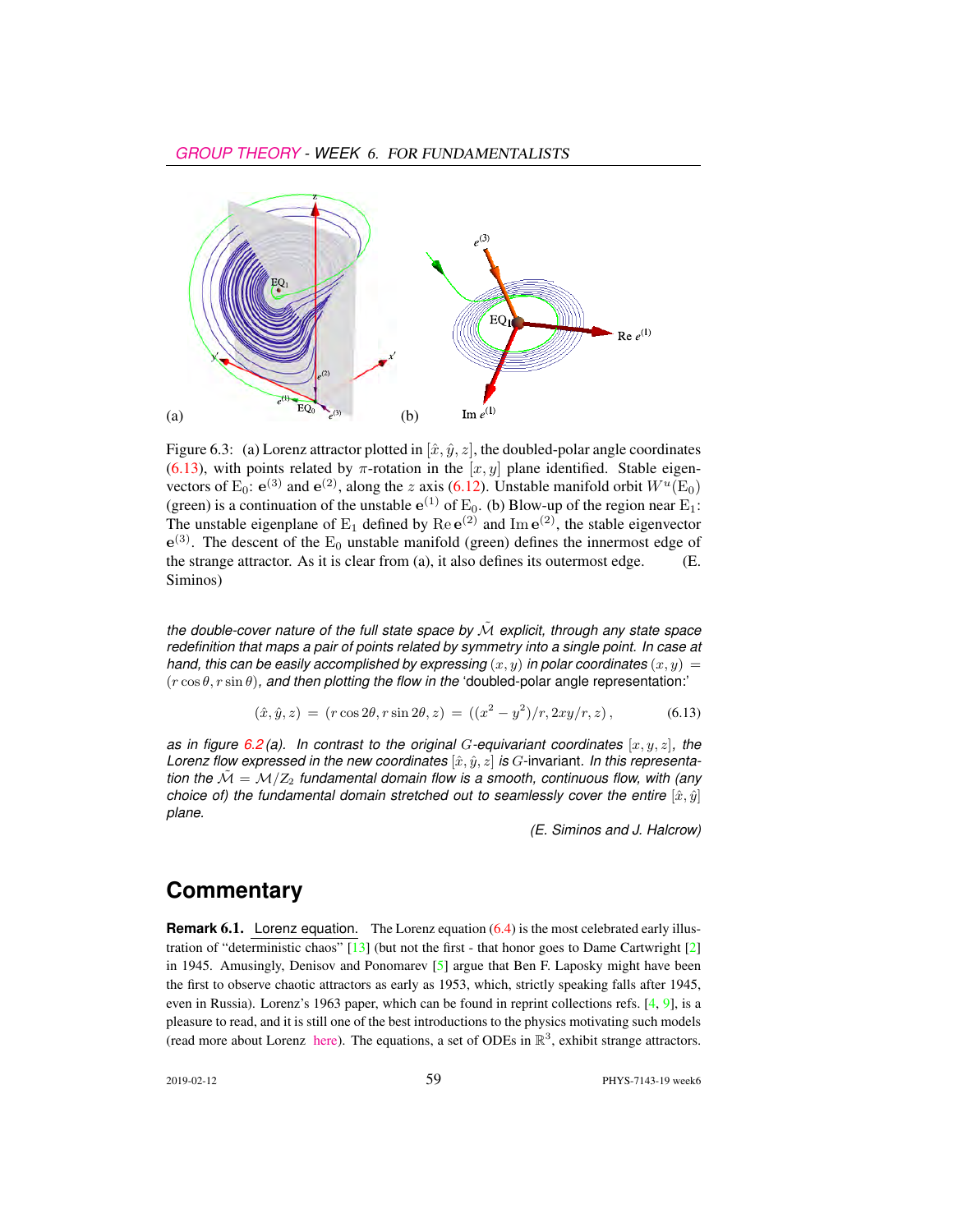Figure 6.3: (a) Lorenz attractor plotted in $[\hat{x}, \hat{y}, z]$, the doubled-polar angle coordinates (6.13), with points related by $\pi$-rotation in the $[x, y]$ plane identified. Stable eigenvectors of $E_0$: $\mathbf{e}^{(3)}$ and $\mathbf{e}^{(2)}$, along the $z$ axis (6.12). Unstable manifold orbit $W^u(E_0)$ (green) is a continuation of the unstable $\mathbf{e}^{(1)}$ of $E_0$. (b) Blow-up of the region near $E_1$: The unstable eigenplane of $E_1$ defined by $\mathrm{Re}\,\mathbf{e}^{(2)}$ and $\mathrm{Im}\,\mathbf{e}^{(2)}$, the stable eigenvector $\mathbf{e}^{(3)}$. The descent of the $E_0$ unstable manifold (green) defines the innermost edge of the strange attractor. As it is clear from (a), it also defines its outermost edge. (E. Siminos)

*the double-cover nature of the full state space by $\tilde{\mathcal{M}}$ explicit, through any state space redefinition that maps a pair of points related by symmetry into a single point. In case at hand, this can be easily accomplished by expressing $(x, y)$ in polar coordinates $(x, y) = (r\cos\theta, r\sin\theta)$, and then plotting the flow in the* 'doubled-polar angle representation:'

$$(\hat{x}, \hat{y}, z) = (r\cos 2\theta, r\sin 2\theta, z) = ((x^2 - y^2)/r, 2xy/r, z)\,, \tag{6.13}$$

*as in figure 6.2(a). In contrast to the original $G$-equivariant coordinates $[x, y, z]$, the Lorenz flow expressed in the new coordinates $[\hat{x}, \hat{y}, z]$ is $G$-invariant. In this representation the $\tilde{\mathcal{M}} = \mathcal{M}/Z_2$ fundamental domain flow is a smooth, continuous flow, with (any choice of) the fundamental domain stretched out to seamlessly cover the entire $[\hat{x}, \hat{y}]$ plane.*

*(E. Siminos and J. Halcrow)*

## Commentary

**Remark 6.1.** Lorenz equation. The Lorenz equation (6.4) is the most celebrated early illustration of "deterministic chaos" [13] (but not the first - that honor goes to Dame Cartwright [2] in 1945. Amusingly, Denisov and Ponomarev [5] argue that Ben F. Laposky might have been the first to observe chaotic attractors as early as 1953, which, strictly speaking falls after 1945, even in Russia). Lorenz's 1963 paper, which can be found in reprint collections refs. [4, 9], is a pleasure to read, and it is still one of the best introductions to the physics motivating such models (read more about Lorenz here). The equations, a set of ODEs in $\mathbb{R}^3$, exhibit strange attractors.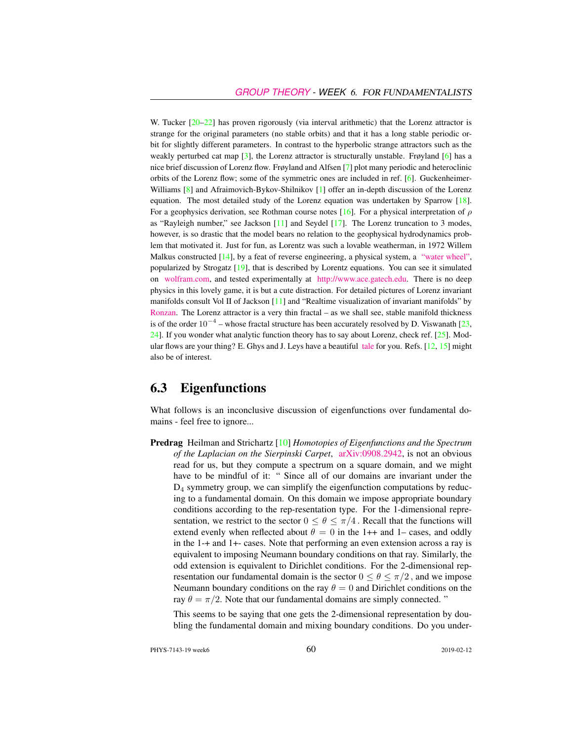W. Tucker [20–22] has proven rigorously (via interval arithmetic) that the Lorenz attractor is strange for the original parameters (no stable orbits) and that it has a long stable periodic orbit for slightly different parameters. In contrast to the hyperbolic strange attractors such as the weakly perturbed cat map [3], the Lorenz attractor is structurally unstable. Frøyland [6] has a nice brief discussion of Lorenz flow. Frøyland and Alfsen [7] plot many periodic and heteroclinic orbits of the Lorenz flow; some of the symmetric ones are included in ref. [6]. Guckenheimer-Williams [8] and Afraimovich-Bykov-Shilnikov [1] offer an in-depth discussion of the Lorenz equation. The most detailed study of the Lorenz equation was undertaken by Sparrow [18]. For a geophysics derivation, see Rothman course notes [16]. For a physical interpretation of $\rho$ as "Rayleigh number," see Jackson [11] and Seydel [17]. The Lorenz truncation to 3 modes, however, is so drastic that the model bears no relation to the geophysical hydrodynamics problem that motivated it. Just for fun, as Lorentz was such a lovable weatherman, in 1972 Willem Malkus constructed [14], by a feat of reverse engineering, a physical system, a "water wheel", popularized by Strogatz [19], that is described by Lorentz equations. You can see it simulated on wolfram.com, and tested experimentally at http://www.ace.gatech.edu. There is no deep physics in this lovely game, it is but a cute distraction. For detailed pictures of Lorenz invariant manifolds consult Vol II of Jackson [11] and "Realtime visualization of invariant manifolds" by Ronzan. The Lorenz attractor is a very thin fractal – as we shall see, stable manifold thickness is of the order $10^{-4}$ – whose fractal structure has been accurately resolved by D. Viswanath [23, 24]. If you wonder what analytic function theory has to say about Lorenz, check ref. [25]. Modular flows are your thing? E. Ghys and J. Leys have a beautiful tale for you. Refs. [12, 15] might also be of interest.

## 6.3 Eigenfunctions

What follows is an inconclusive discussion of eigenfunctions over fundamental domains - feel free to ignore...

**Predrag** Heilman and Strichartz [10] *Homotopies of Eigenfunctions and the Spectrum of the Laplacian on the Sierpinski Carpet*, arXiv:0908.2942, is not an obvious read for us, but they compute a spectrum on a square domain, and we might have to be mindful of it: " Since all of our domains are invariant under the $D_4$ symmetry group, we can simplify the eigenfunction computations by reducing to a fundamental domain. On this domain we impose appropriate boundary conditions according to the rep-resentation type. For the 1-dimensional representation, we restrict to the sector $0 \leq \theta \leq \pi/4$ . Recall that the functions will extend evenly when reflected about $\theta = 0$ in the 1++ and 1– cases, and oddly in the 1-+ and 1+- cases. Note that performing an even extension across a ray is equivalent to imposing Neumann boundary conditions on that ray. Similarly, the odd extension is equivalent to Dirichlet conditions. For the 2-dimensional representation our fundamental domain is the sector $0 \leq \theta \leq \pi/2$ , and we impose Neumann boundary conditions on the ray $\theta = 0$ and Dirichlet conditions on the ray $\theta = \pi/2$. Note that our fundamental domains are simply connected. "

This seems to be saying that one gets the 2-dimensional representation by doubling the fundamental domain and mixing boundary conditions. Do you under-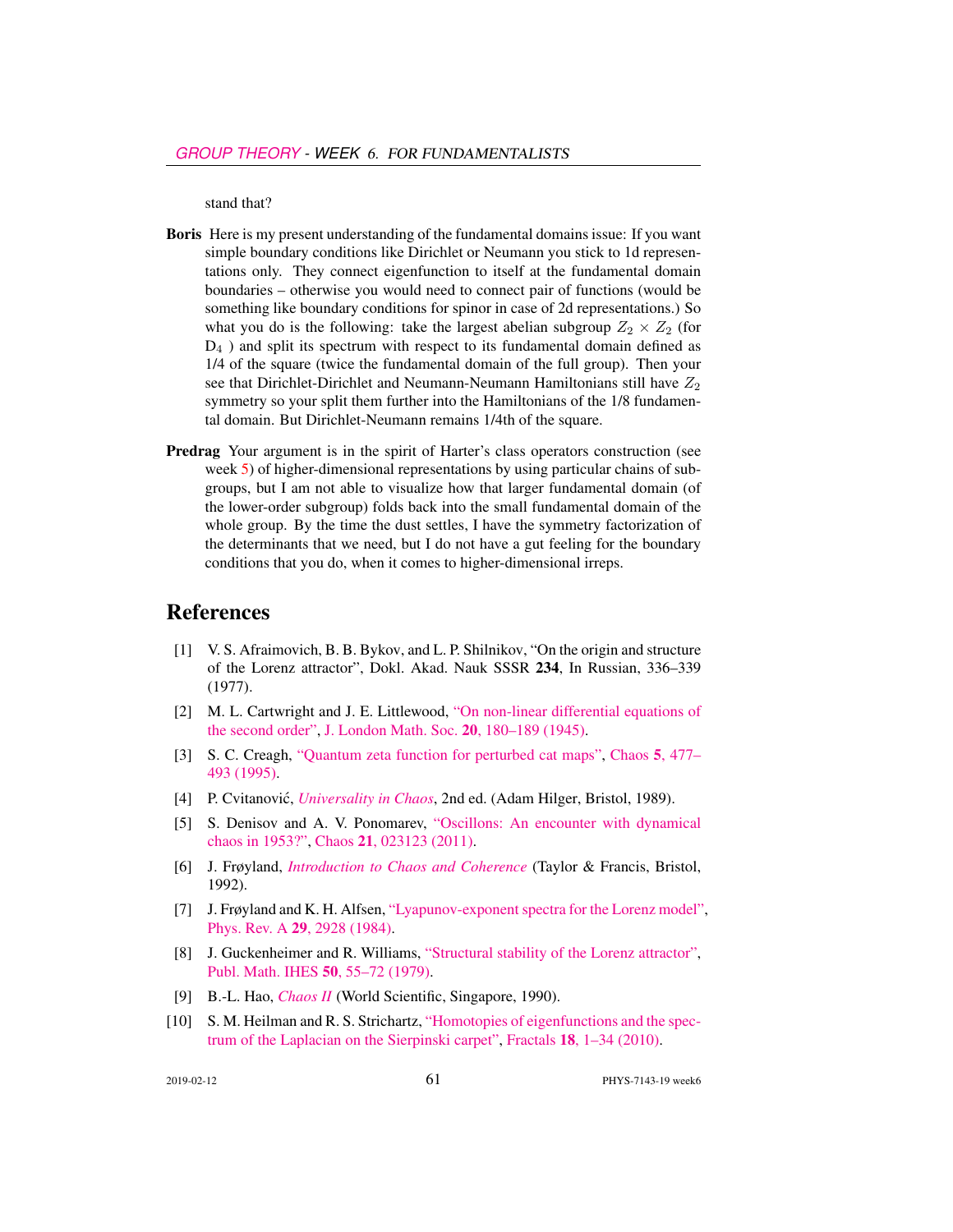stand that?

**Boris** Here is my present understanding of the fundamental domains issue: If you want simple boundary conditions like Dirichlet or Neumann you stick to 1d representations only. They connect eigenfunction to itself at the fundamental domain boundaries – otherwise you would need to connect pair of functions (would be something like boundary conditions for spinor in case of 2d representations.) So what you do is the following: take the largest abelian subgroup $Z_2 \times Z_2$ (for $D_4$ ) and split its spectrum with respect to its fundamental domain defined as 1/4 of the square (twice the fundamental domain of the full group). Then your see that Dirichlet-Dirichlet and Neumann-Neumann Hamiltonians still have $Z_2$ symmetry so your split them further into the Hamiltonians of the 1/8 fundamental domain. But Dirichlet-Neumann remains 1/4th of the square.

**Predrag** Your argument is in the spirit of Harter's class operators construction (see week 5) of higher-dimensional representations by using particular chains of subgroups, but I am not able to visualize how that larger fundamental domain (of the lower-order subgroup) folds back into the small fundamental domain of the whole group. By the time the dust settles, I have the symmetry factorization of the determinants that we need, but I do not have a gut feeling for the boundary conditions that you do, when it comes to higher-dimensional irreps.

# References

[1] V. S. Afraimovich, B. B. Bykov, and L. P. Shilnikov, "On the origin and structure of the Lorenz attractor", Dokl. Akad. Nauk SSSR **234**, In Russian, 336–339 (1977).

[2] M. L. Cartwright and J. E. Littlewood, "On non-linear differential equations of the second order", J. London Math. Soc. **20**, 180–189 (1945).

[3] S. C. Creagh, "Quantum zeta function for perturbed cat maps", Chaos **5**, 477–493 (1995).

[4] P. Cvitanović, *Universality in Chaos*, 2nd ed. (Adam Hilger, Bristol, 1989).

[5] S. Denisov and A. V. Ponomarev, "Oscillons: An encounter with dynamical chaos in 1953?", Chaos **21**, 023123 (2011).

[6] J. Frøyland, *Introduction to Chaos and Coherence* (Taylor & Francis, Bristol, 1992).

[7] J. Frøyland and K. H. Alfsen, "Lyapunov-exponent spectra for the Lorenz model", Phys. Rev. A **29**, 2928 (1984).

[8] J. Guckenheimer and R. Williams, "Structural stability of the Lorenz attractor", Publ. Math. IHES **50**, 55–72 (1979).

[9] B.-L. Hao, *Chaos II* (World Scientific, Singapore, 1990).

[10] S. M. Heilman and R. S. Strichartz, "Homotopies of eigenfunctions and the spectrum of the Laplacian on the Sierpinski carpet", Fractals **18**, 1–34 (2010).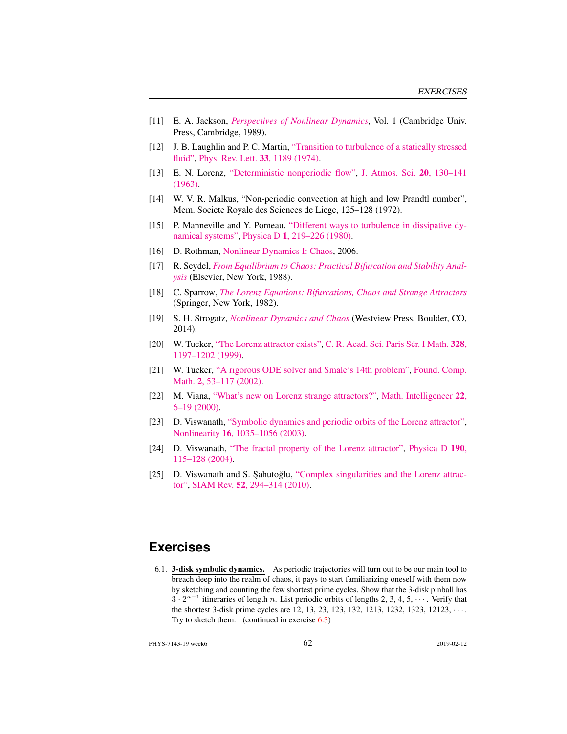[11] E. A. Jackson, *Perspectives of Nonlinear Dynamics*, Vol. 1 (Cambridge Univ. Press, Cambridge, 1989).

[12] J. B. Laughlin and P. C. Martin, "Transition to turbulence of a statically stressed fluid", Phys. Rev. Lett. **33**, 1189 (1974).

[13] E. N. Lorenz, "Deterministic nonperiodic flow", J. Atmos. Sci. **20**, 130–141 (1963).

[14] W. V. R. Malkus, "Non-periodic convection at high and low Prandtl number", Mem. Societe Royale des Sciences de Liege, 125–128 (1972).

[15] P. Manneville and Y. Pomeau, "Different ways to turbulence in dissipative dynamical systems", Physica D **1**, 219–226 (1980).

[16] D. Rothman, Nonlinear Dynamics I: Chaos, 2006.

[17] R. Seydel, *From Equilibrium to Chaos: Practical Bifurcation and Stability Analysis* (Elsevier, New York, 1988).

[18] C. Sparrow, *The Lorenz Equations: Bifurcations, Chaos and Strange Attractors* (Springer, New York, 1982).

[19] S. H. Strogatz, *Nonlinear Dynamics and Chaos* (Westview Press, Boulder, CO, 2014).

[20] W. Tucker, "The Lorenz attractor exists", C. R. Acad. Sci. Paris Sér. I Math. **328**, 1197–1202 (1999).

[21] W. Tucker, "A rigorous ODE solver and Smale's 14th problem", Found. Comp. Math. **2**, 53–117 (2002).

[22] M. Viana, "What's new on Lorenz strange attractors?", Math. Intelligencer **22**, 6–19 (2000).

[23] D. Viswanath, "Symbolic dynamics and periodic orbits of the Lorenz attractor", Nonlinearity **16**, 1035–1056 (2003).

[24] D. Viswanath, "The fractal property of the Lorenz attractor", Physica D **190**, 115–128 (2004).

[25] D. Viswanath and S. Şahutoğlu, "Complex singularities and the Lorenz attractor", SIAM Rev. **52**, 294–314 (2010).

## Exercises

6.1. **3-disk symbolic dynamics.** As periodic trajectories will turn out to be our main tool to breach deep into the realm of chaos, it pays to start familiarizing oneself with them now by sketching and counting the few shortest prime cycles. Show that the 3-disk pinball has $3 \cdot 2^{n-1}$ itineraries of length $n$. List periodic orbits of lengths 2, 3, 4, 5, $\cdots$. Verify that the shortest 3-disk prime cycles are 12, 13, 23, 123, 132, 1213, 1232, 1323, 12123, $\cdots$. Try to sketch them. (continued in exercise 6.3)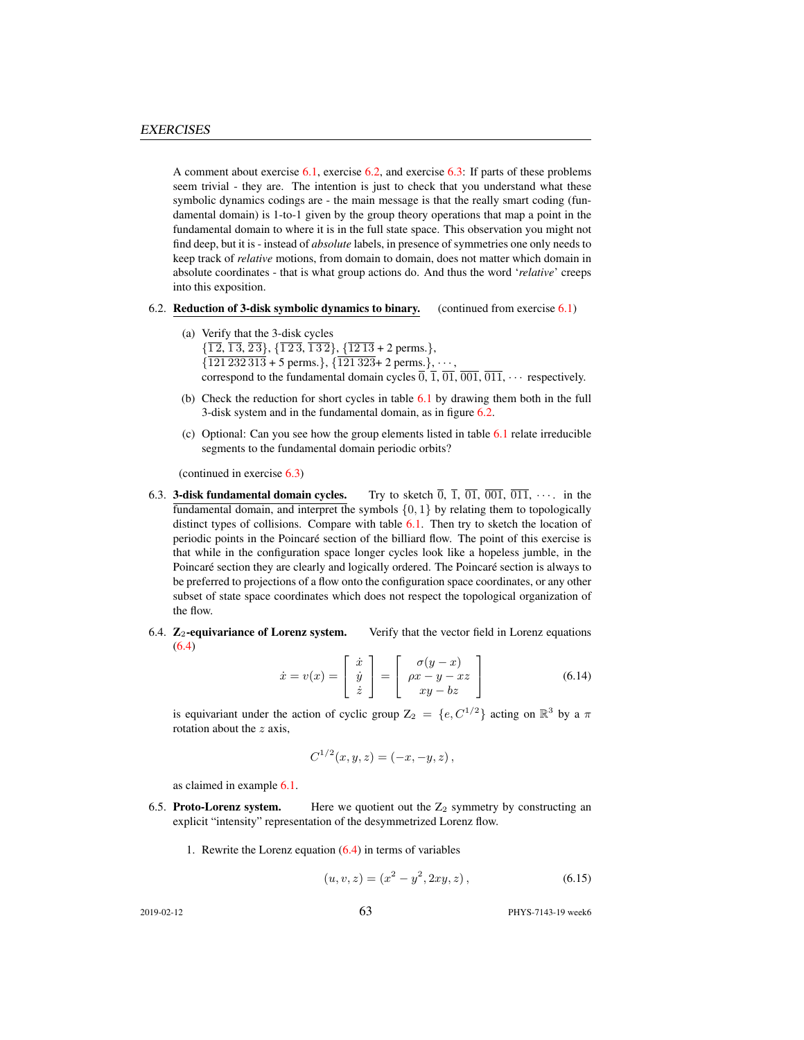A comment about exercise 6.1, exercise 6.2, and exercise 6.3: If parts of these problems seem trivial - they are. The intention is just to check that you understand what these symbolic dynamics codings are - the main message is that the really smart coding (fundamental domain) is 1-to-1 given by the group theory operations that map a point in the fundamental domain to where it is in the full state space. This observation you might not find deep, but it is - instead of *absolute* labels, in presence of symmetries one only needs to keep track of *relative* motions, from domain to domain, does not matter which domain in absolute coordinates - that is what group actions do. And thus the word '*relative*' creeps into this exposition.

6.2. **Reduction of 3-disk symbolic dynamics to binary.** (continued from exercise 6.1)

   (a) Verify that the 3-disk cycles
   $\{\overline{1\,2}, \overline{1\,3}, \overline{2\,3}\}$, $\{\overline{1\,2\,3}, \overline{1\,3\,2}\}$, $\{\overline{12\,13}$ + 2 perms.$\}$,
   $\{\overline{121\,232\,313}$ + 5 perms.$\}$, $\{\overline{121\,323}$+ 2 perms.$\}$, $\cdots$,
   correspond to the fundamental domain cycles $\overline{0}$, $\overline{1}$, $\overline{01}$, $\overline{001}$, $\overline{011}$, $\cdots$ respectively.

   (b) Check the reduction for short cycles in table 6.1 by drawing them both in the full 3-disk system and in the fundamental domain, as in figure 6.2.

   (c) Optional: Can you see how the group elements listed in table 6.1 relate irreducible segments to the fundamental domain periodic orbits?

   (continued in exercise 6.3)

6.3. **3-disk fundamental domain cycles.** Try to sketch $\overline{0}$, $\overline{1}$, $\overline{01}$, $\overline{001}$, $\overline{011}$, $\cdots$. in the fundamental domain, and interpret the symbols $\{0, 1\}$ by relating them to topologically distinct types of collisions. Compare with table 6.1. Then try to sketch the location of periodic points in the Poincaré section of the billiard flow. The point of this exercise is that while in the configuration space longer cycles look like a hopeless jumble, in the Poincaré section they are clearly and logically ordered. The Poincaré section is always to be preferred to projections of a flow onto the configuration space coordinates, or any other subset of state space coordinates which does not respect the topological organization of the flow.

6.4. **$\mathrm{Z}_2$-equivariance of Lorenz system.** Verify that the vector field in Lorenz equations (6.4)

$$\dot{x} = v(x) = \begin{bmatrix} \dot{x} \\ \dot{y} \\ \dot{z} \end{bmatrix} = \begin{bmatrix} \sigma(y - x) \\ \rho x - y - xz \\ xy - bz \end{bmatrix} \tag{6.14}$$

   is equivariant under the action of cyclic group $\mathrm{Z}_2 = \{e, C^{1/2}\}$ acting on $\mathbb{R}^3$ by a $\pi$ rotation about the $z$ axis,

$$C^{1/2}(x, y, z) = (-x, -y, z)\,,$$

   as claimed in example 6.1.

6.5. **Proto-Lorenz system.** Here we quotient out the $\mathrm{Z}_2$ symmetry by constructing an explicit "intensity" representation of the desymmetrized Lorenz flow.

   1. Rewrite the Lorenz equation (6.4) in terms of variables

$$(u, v, z) = (x^2 - y^2, 2xy, z)\,, \tag{6.15}$$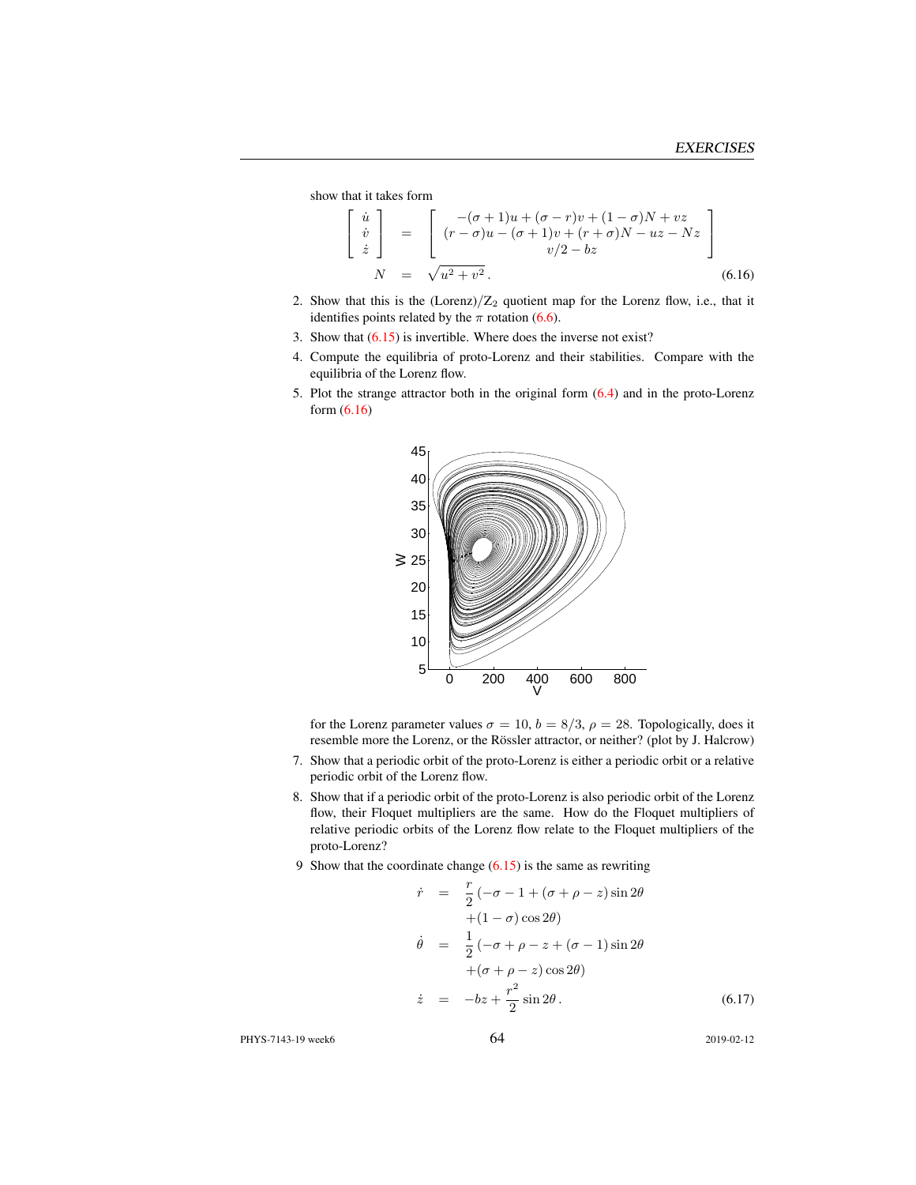show that it takes form

$$
\begin{bmatrix} \dot{u} \\ \dot{v} \\ \dot{z} \end{bmatrix} = \begin{bmatrix} -(\sigma+1)u + (\sigma - r)v + (1-\sigma)N + vz \\ (r-\sigma)u - (\sigma+1)v + (r+\sigma)N - uz - Nz \\ v/2 - bz \end{bmatrix}
$$

$$
N = \sqrt{u^2 + v^2}\,. \tag{6.16}
$$

2. Show that this is the (Lorenz)/$Z_2$ quotient map for the Lorenz flow, i.e., that it identifies points related by the $\pi$ rotation (6.6).
3. Show that (6.15) is invertible. Where does the inverse not exist?
4. Compute the equilibria of proto-Lorenz and their stabilities. Compare with the equilibria of the Lorenz flow.
5. Plot the strange attractor both in the original form (6.4) and in the proto-Lorenz form (6.16)

   for the Lorenz parameter values $\sigma = 10$, $b = 8/3$, $\rho = 28$. Topologically, does it resemble more the Lorenz, or the Rössler attractor, or neither? (plot by J. Halcrow)

7. Show that a periodic orbit of the proto-Lorenz is either a periodic orbit or a relative periodic orbit of the Lorenz flow.
8. Show that if a periodic orbit of the proto-Lorenz is also periodic orbit of the Lorenz flow, their Floquet multipliers are the same. How do the Floquet multipliers of relative periodic orbits of the Lorenz flow relate to the Floquet multipliers of the proto-Lorenz?
9 Show that the coordinate change (6.15) is the same as rewriting

$$
\begin{aligned}
\dot{r} &= \frac{r}{2}\left(-\sigma - 1 + (\sigma + \rho - z)\sin 2\theta \right. \\
&\quad \left. + (1-\sigma)\cos 2\theta\right) \\
\dot{\theta} &= \frac{1}{2}\left(-\sigma + \rho - z + (\sigma - 1)\sin 2\theta \right. \\
&\quad \left. + (\sigma + \rho - z)\cos 2\theta\right) \\
\dot{z} &= -bz + \frac{r^2}{2}\sin 2\theta\,.
\end{aligned} \tag{6.17}
$$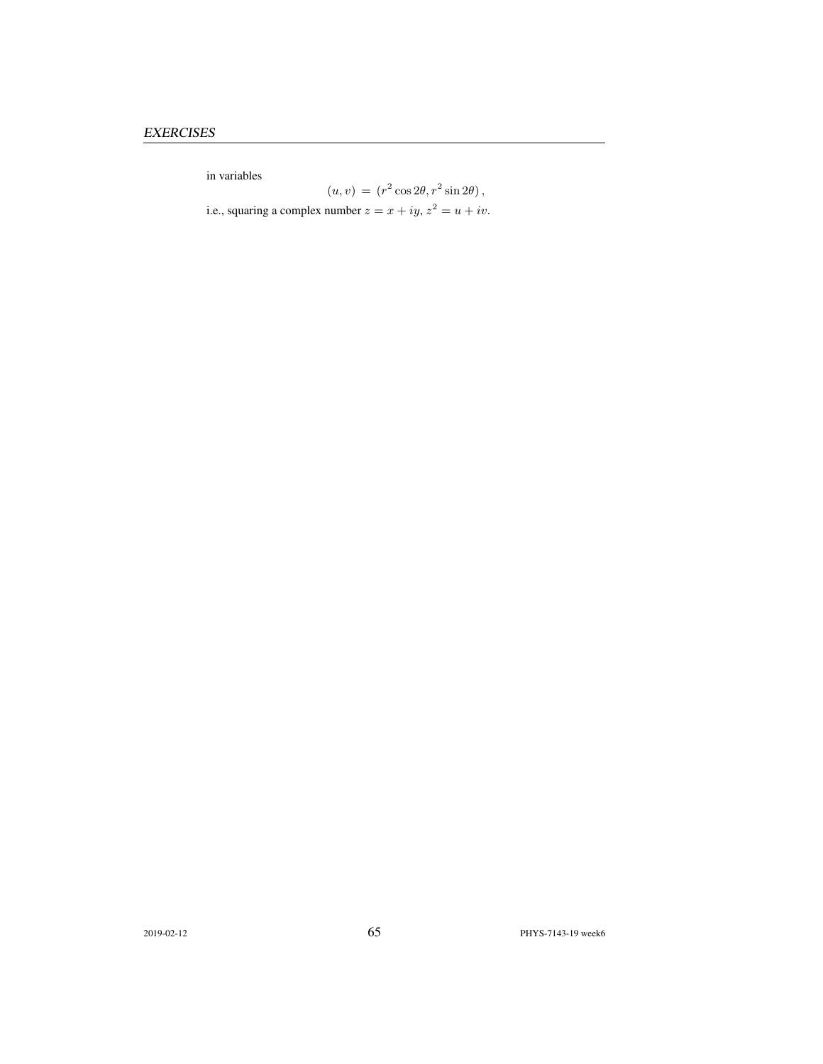in variables

$$(u, v) = (r^2 \cos 2\theta, r^2 \sin 2\theta),$$

i.e., squaring a complex number $z = x + iy$, $z^2 = u + iv$.